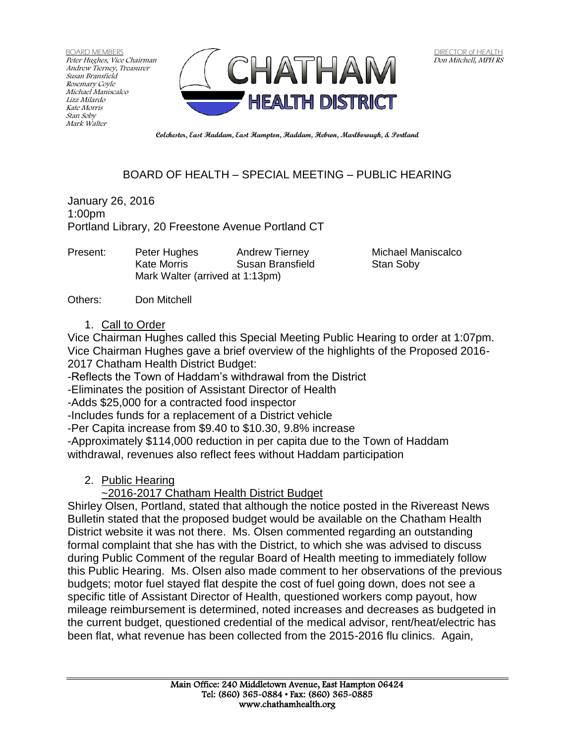BOARD MEMBERS
Peter Hughes, Vice Chairman
Andrew Tierney, Treasurer
Susan Bransfield
Rosemary Coyle
Michael Maniscalco
Lizz Milardo
Kate Morris
Stan Soby
Mark Walter

DIRECTOR of HEALTH
Don Mitchell, MPH RS

**CHATHAM HEALTH DISTRICT**

**Colchester, East Haddam, East Hampton, Haddam, Hebron, Marlborough, & Portland**

# BOARD OF HEALTH – SPECIAL MEETING – PUBLIC HEARING

January 26, 2016
1:00pm
Portland Library, 20 Freestone Avenue Portland CT

| Present: | Peter Hughes | Andrew Tierney | Michael Maniscalco |
|---|---|---|---|
| | Kate Morris | Susan Bransfield | Stan Soby |
| | Mark Walter (arrived at 1:13pm) | | |

Others: Don Mitchell

1. Call to Order

Vice Chairman Hughes called this Special Meeting Public Hearing to order at 1:07pm. Vice Chairman Hughes gave a brief overview of the highlights of the Proposed 2016-2017 Chatham Health District Budget:

-Reflects the Town of Haddam's withdrawal from the District
-Eliminates the position of Assistant Director of Health
-Adds $25,000 for a contracted food inspector
-Includes funds for a replacement of a District vehicle
-Per Capita increase from $9.40 to $10.30, 9.8% increase
-Approximately $114,000 reduction in per capita due to the Town of Haddam withdrawal, revenues also reflect fees without Haddam participation

2. Public Hearing
 ~2016-2017 Chatham Health District Budget

Shirley Olsen, Portland, stated that although the notice posted in the Rivereast News Bulletin stated that the proposed budget would be available on the Chatham Health District website it was not there. Ms. Olsen commented regarding an outstanding formal complaint that she has with the District, to which she was advised to discuss during Public Comment of the regular Board of Health meeting to immediately follow this Public Hearing. Ms. Olsen also made comment to her observations of the previous budgets; motor fuel stayed flat despite the cost of fuel going down, does not see a specific title of Assistant Director of Health, questioned workers comp payout, how mileage reimbursement is determined, noted increases and decreases as budgeted in the current budget, questioned credential of the medical advisor, rent/heat/electric has been flat, what revenue has been collected from the 2015-2016 flu clinics. Again,

Main Office: 240 Middletown Avenue, East Hampton 06424
Tel: (860) 365-0884 • Fax: (860) 365-0885
www.chathamhealth.org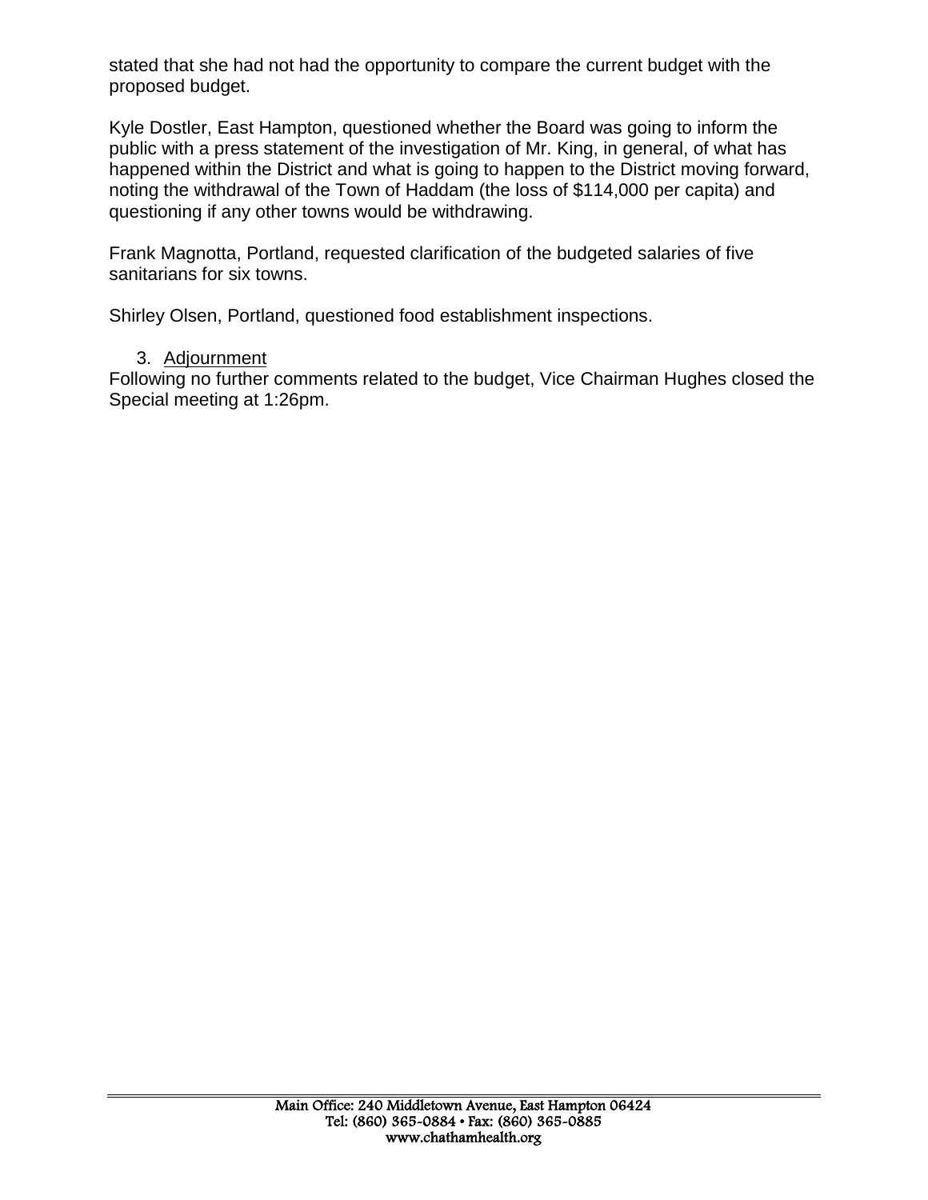stated that she had not had the opportunity to compare the current budget with the proposed budget.

Kyle Dostler, East Hampton, questioned whether the Board was going to inform the public with a press statement of the investigation of Mr. King, in general, of what has happened within the District and what is going to happen to the District moving forward, noting the withdrawal of the Town of Haddam (the loss of $114,000 per capita) and questioning if any other towns would be withdrawing.

Frank Magnotta, Portland, requested clarification of the budgeted salaries of five sanitarians for six towns.

Shirley Olsen, Portland, questioned food establishment inspections.

3. Adjournment

Following no further comments related to the budget, Vice Chairman Hughes closed the Special meeting at 1:26pm.